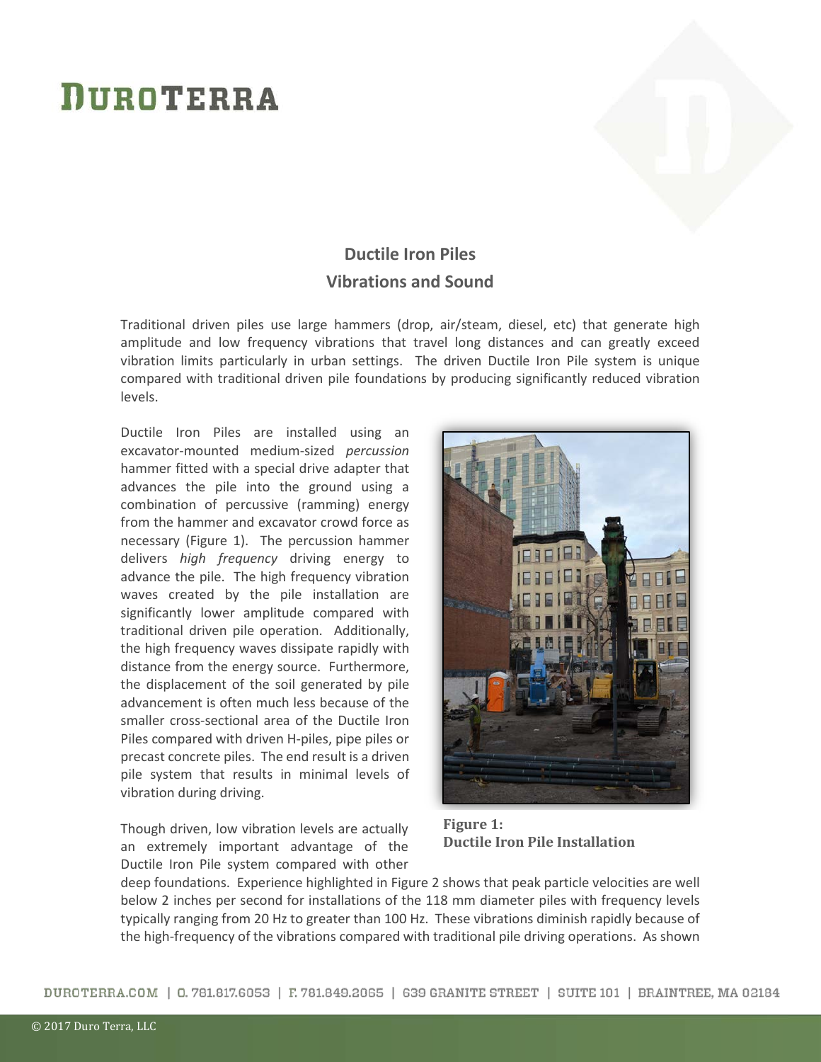# DUROTERRA

## Ductile Iron Piles
## Vibrations and Sound

Traditional driven piles use large hammers (drop, air/steam, diesel, etc) that generate high amplitude and low frequency vibrations that travel long distances and can greatly exceed vibration limits particularly in urban settings. The driven Ductile Iron Pile system is unique compared with traditional driven pile foundations by producing significantly reduced vibration levels.

Ductile Iron Piles are installed using an excavator-mounted medium-sized *percussion* hammer fitted with a special drive adapter that advances the pile into the ground using a combination of percussive (ramming) energy from the hammer and excavator crowd force as necessary (Figure 1). The percussion hammer delivers *high frequency* driving energy to advance the pile. The high frequency vibration waves created by the pile installation are significantly lower amplitude compared with traditional driven pile operation. Additionally, the high frequency waves dissipate rapidly with distance from the energy source. Furthermore, the displacement of the soil generated by pile advancement is often much less because of the smaller cross-sectional area of the Ductile Iron Piles compared with driven H-piles, pipe piles or precast concrete piles. The end result is a driven pile system that results in minimal levels of vibration during driving.

**Figure 1: Ductile Iron Pile Installation**

Though driven, low vibration levels are actually an extremely important advantage of the Ductile Iron Pile system compared with other deep foundations. Experience highlighted in Figure 2 shows that peak particle velocities are well below 2 inches per second for installations of the 118 mm diameter piles with frequency levels typically ranging from 20 Hz to greater than 100 Hz. These vibrations diminish rapidly because of the high-frequency of the vibrations compared with traditional pile driving operations. As shown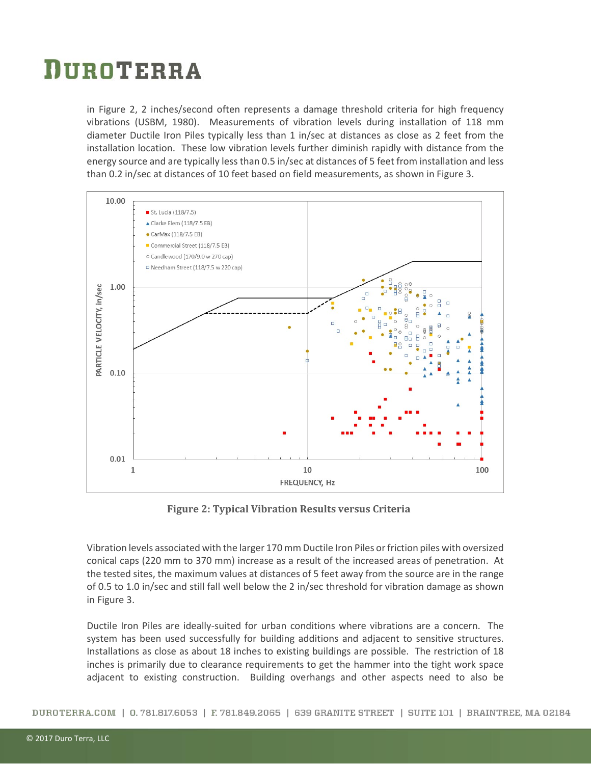in Figure 2, 2 inches/second often represents a damage threshold criteria for high frequency vibrations (USBM, 1980). Measurements of vibration levels during installation of 118 mm diameter Ductile Iron Piles typically less than 1 in/sec at distances as close as 2 feet from the installation location. These low vibration levels further diminish rapidly with distance from the energy source and are typically less than 0.5 in/sec at distances of 5 feet from installation and less than 0.2 in/sec at distances of 10 feet based on field measurements, as shown in Figure 3.

**Figure 2: Typical Vibration Results versus Criteria**

Vibration levels associated with the larger 170 mm Ductile Iron Piles or friction piles with oversized conical caps (220 mm to 370 mm) increase as a result of the increased areas of penetration. At the tested sites, the maximum values at distances of 5 feet away from the source are in the range of 0.5 to 1.0 in/sec and still fall well below the 2 in/sec threshold for vibration damage as shown in Figure 3.

Ductile Iron Piles are ideally-suited for urban conditions where vibrations are a concern. The system has been used successfully for building additions and adjacent to sensitive structures. Installations as close as about 18 inches to existing buildings are possible. The restriction of 18 inches is primarily due to clearance requirements to get the hammer into the tight work space adjacent to existing construction. Building overhangs and other aspects need to also be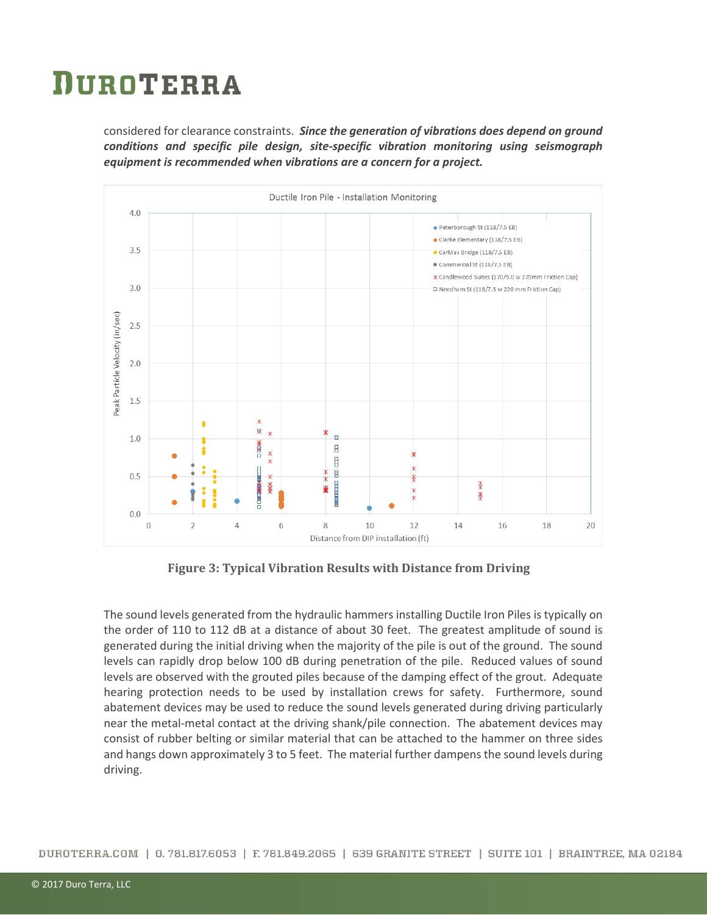considered for clearance constraints. ***Since the generation of vibrations does depend on ground conditions and specific pile design, site-specific vibration monitoring using seismograph equipment is recommended when vibrations are a concern for a project.***

Ductile Iron Pile - Installation Monitoring

Peak Particle Velocity (in/sec)

4.0
3.5
3.0
2.5
2.0
1.5
1.0
0.5
0.0

0 2 4 6 8 10 12 14 16 18 20

Distance from DIP installation (ft)

Peterborough St (118/7.5 EB)
Clarke Elementary (118/7.5 EB)
CarMax Bridge (118/7.5 EB)
Commercial St (118/7.5 EB)
Candlewood Suites (170/9.0 w 270mm Friction Cap)
Needham St (118/7.5 w 220 mm Friction Cap)

**Figure 3: Typical Vibration Results with Distance from Driving**

The sound levels generated from the hydraulic hammers installing Ductile Iron Piles is typically on the order of 110 to 112 dB at a distance of about 30 feet. The greatest amplitude of sound is generated during the initial driving when the majority of the pile is out of the ground. The sound levels can rapidly drop below 100 dB during penetration of the pile. Reduced values of sound levels are observed with the grouted piles because of the damping effect of the grout. Adequate hearing protection needs to be used by installation crews for safety. Furthermore, sound abatement devices may be used to reduce the sound levels generated during driving particularly near the metal-metal contact at the driving shank/pile connection. The abatement devices may consist of rubber belting or similar material that can be attached to the hammer on three sides and hangs down approximately 3 to 5 feet. The material further dampens the sound levels during driving.